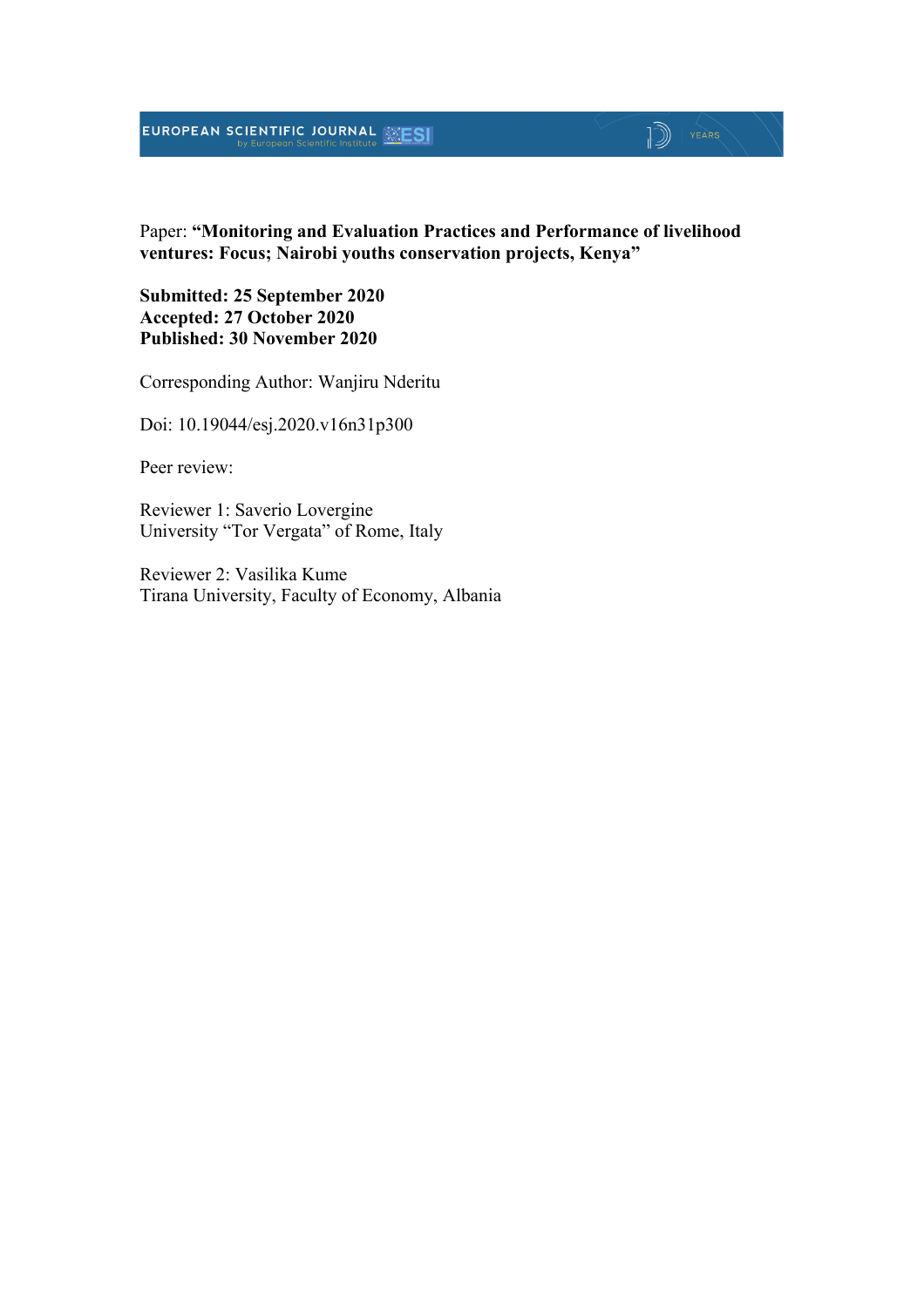Paper: **"Monitoring and Evaluation Practices and Performance of livelihood ventures: Focus; Nairobi youths conservation projects, Kenya"**

**Submitted: 25 September 2020**
**Accepted: 27 October 2020**
**Published: 30 November 2020**

Corresponding Author: Wanjiru Nderitu

Doi: 10.19044/esj.2020.v16n31p300

Peer review:

Reviewer 1: Saverio Lovergine
University "Tor Vergata" of Rome, Italy

Reviewer 2: Vasilika Kume
Tirana University, Faculty of Economy, Albania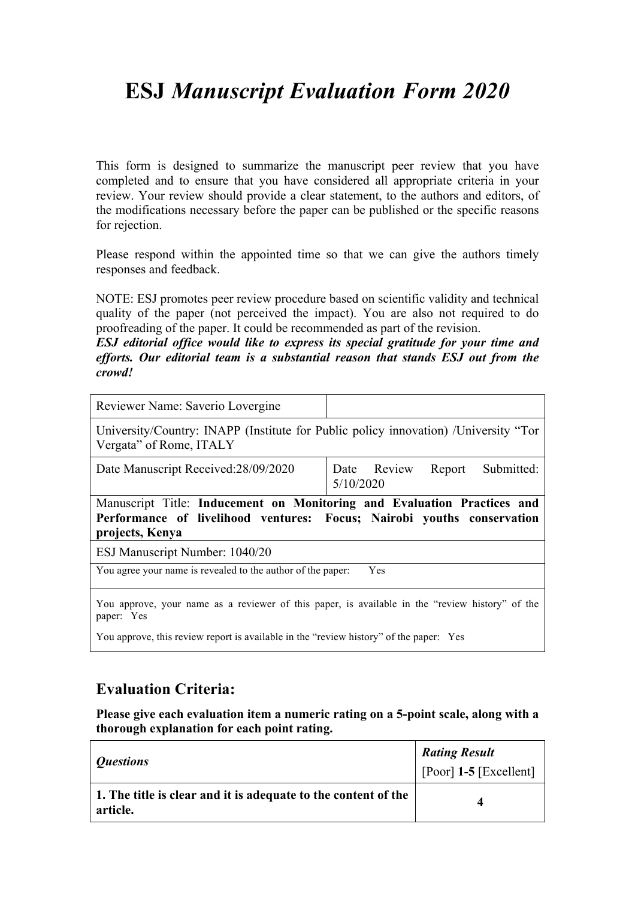# ESJ *Manuscript Evaluation Form 2020*

This form is designed to summarize the manuscript peer review that you have completed and to ensure that you have considered all appropriate criteria in your review. Your review should provide a clear statement, to the authors and editors, of the modifications necessary before the paper can be published or the specific reasons for rejection.

Please respond within the appointed time so that we can give the authors timely responses and feedback.

NOTE: ESJ promotes peer review procedure based on scientific validity and technical quality of the paper (not perceived the impact). You are also not required to do proofreading of the paper. It could be recommended as part of the revision.
***ESJ editorial office would like to express its special gratitude for your time and efforts. Our editorial team is a substantial reason that stands ESJ out from the crowd!***

| Reviewer Name: Saverio Lovergine | |
|---|---|
| University/Country: INAPP (Institute for Public policy innovation) /University "Tor Vergata" of Rome, ITALY | |
| Date Manuscript Received:28/09/2020 | Date Review Report Submitted: 5/10/2020 |
| Manuscript Title: **Inducement on Monitoring and Evaluation Practices and Performance of livelihood ventures: Focus; Nairobi youths conservation projects, Kenya** | |
| ESJ Manuscript Number: 1040/20 | |
| You agree your name is revealed to the author of the paper: Yes | |
| You approve, your name as a reviewer of this paper, is available in the "review history" of the paper: Yes<br>You approve, this review report is available in the "review history" of the paper: Yes | |

## Evaluation Criteria:

**Please give each evaluation item a numeric rating on a 5-point scale, along with a thorough explanation for each point rating.**

| *Questions* | ***Rating Result*** [Poor] **1-5** [Excellent] |
|---|---|
| **1. The title is clear and it is adequate to the content of the article.** | **4** |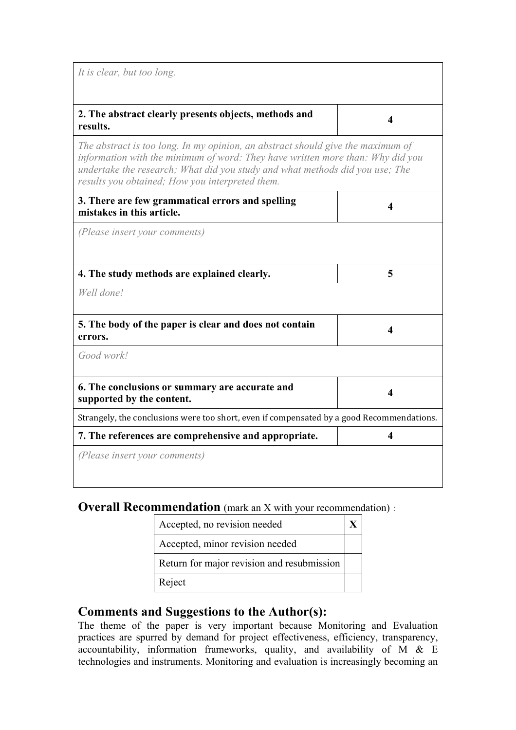| | |
|---|---|
| *It is clear, but too long.* | |
| **2. The abstract clearly presents objects, methods and results.** | **4** |
| *The abstract is too long. In my opinion, an abstract should give the maximum of information with the minimum of word: They have written more than: Why did you undertake the research; What did you study and what methods did you use; The results you obtained; How you interpreted them.* | |
| **3. There are few grammatical errors and spelling mistakes in this article.** | **4** |
| *(Please insert your comments)* | |
| **4. The study methods are explained clearly.** | **5** |
| *Well done!* | |
| **5. The body of the paper is clear and does not contain errors.** | **4** |
| *Good work!* | |
| **6. The conclusions or summary are accurate and supported by the content.** | **4** |
| Strangely, the conclusions were too short, even if compensated by a good Recommendations. | |
| **7. The references are comprehensive and appropriate.** | **4** |
| *(Please insert your comments)* | |

## Overall Recommendation (mark an X with your recommendation) :

| | |
|---|---|
| Accepted, no revision needed | X |
| Accepted, minor revision needed | |
| Return for major revision and resubmission | |
| Reject | |

## Comments and Suggestions to the Author(s):

The theme of the paper is very important because Monitoring and Evaluation practices are spurred by demand for project effectiveness, efficiency, transparency, accountability, information frameworks, quality, and availability of M & E technologies and instruments. Monitoring and evaluation is increasingly becoming an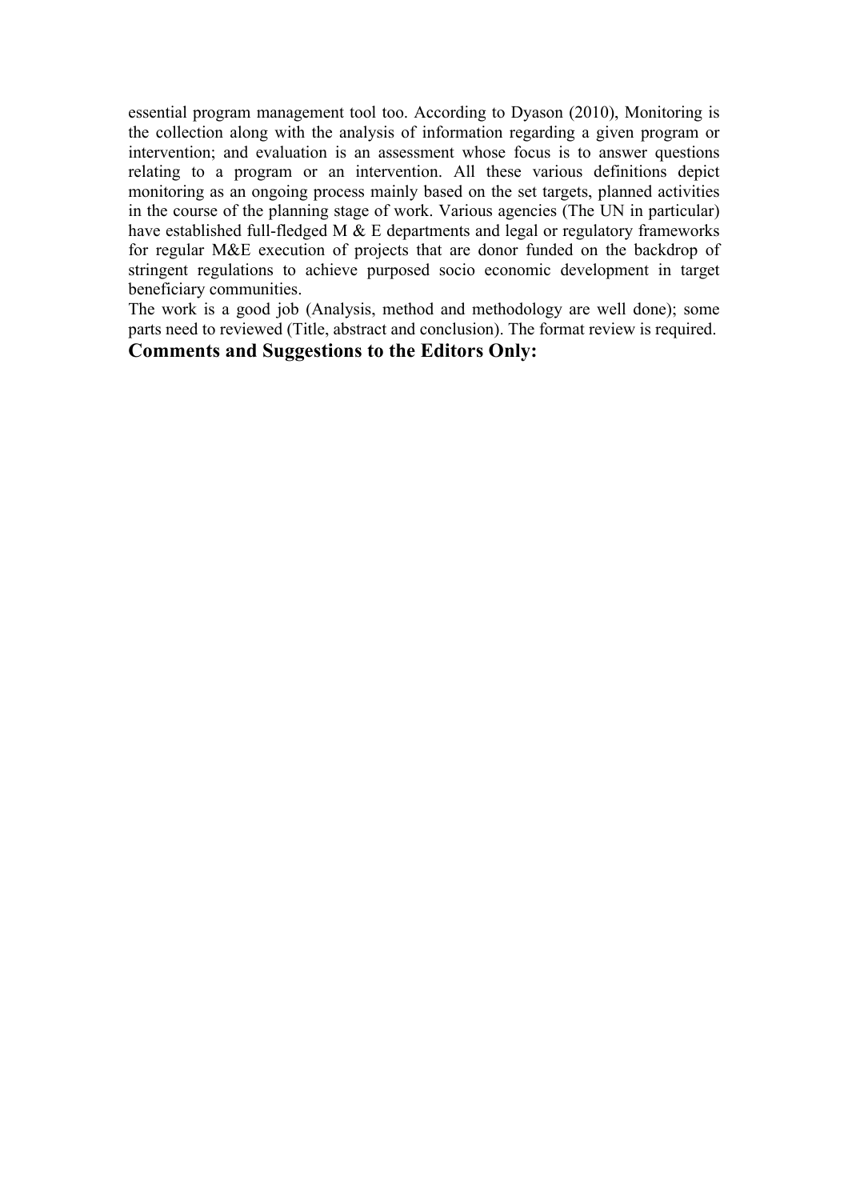essential program management tool too. According to Dyason (2010), Monitoring is the collection along with the analysis of information regarding a given program or intervention; and evaluation is an assessment whose focus is to answer questions relating to a program or an intervention. All these various definitions depict monitoring as an ongoing process mainly based on the set targets, planned activities in the course of the planning stage of work. Various agencies (The UN in particular) have established full-fledged M & E departments and legal or regulatory frameworks for regular M&E execution of projects that are donor funded on the backdrop of stringent regulations to achieve purposed socio economic development in target beneficiary communities.

The work is a good job (Analysis, method and methodology are well done); some parts need to reviewed (Title, abstract and conclusion). The format review is required.

## Comments and Suggestions to the Editors Only: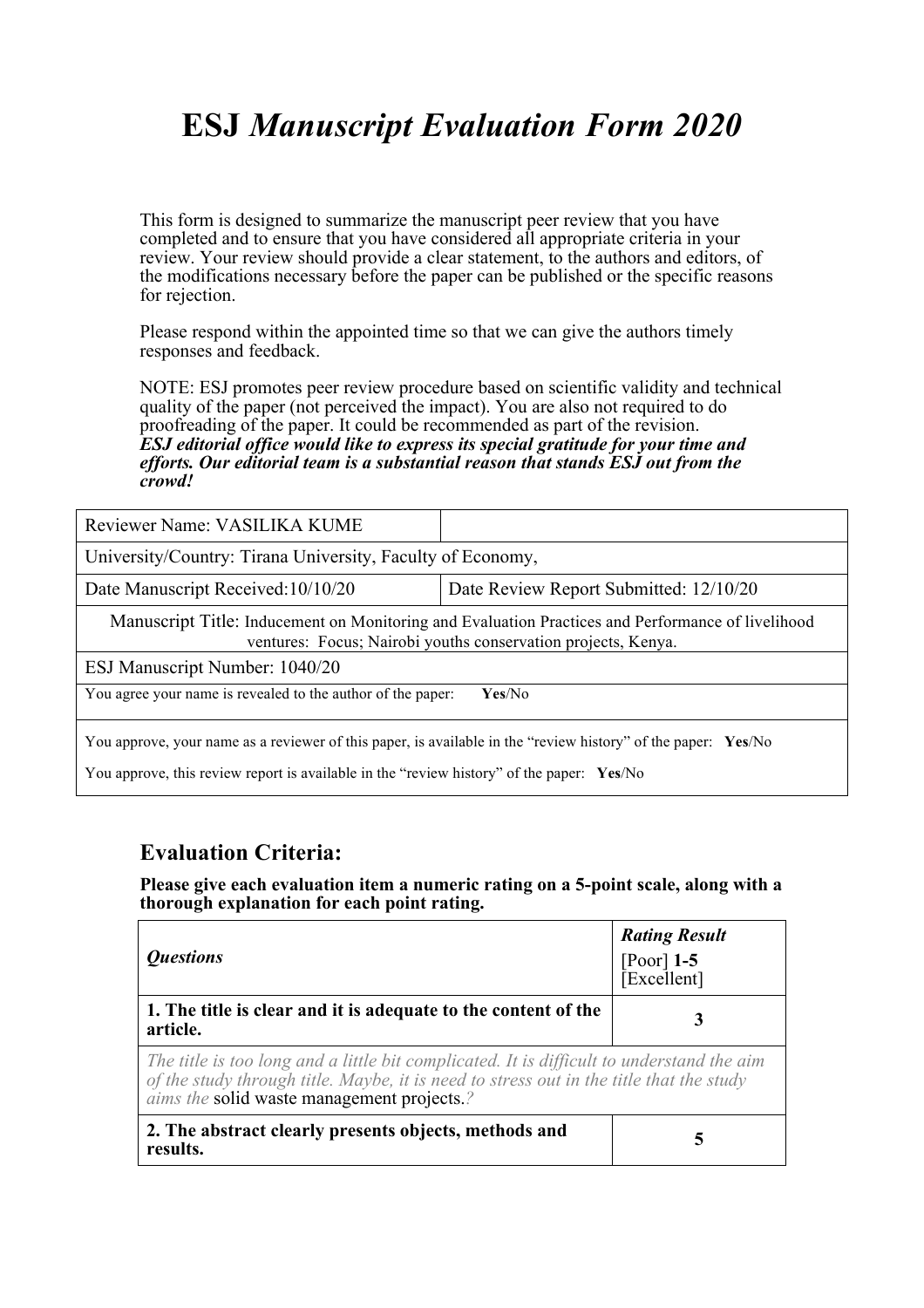# ESJ *Manuscript Evaluation Form 2020*

This form is designed to summarize the manuscript peer review that you have completed and to ensure that you have considered all appropriate criteria in your review. Your review should provide a clear statement, to the authors and editors, of the modifications necessary before the paper can be published or the specific reasons for rejection.

Please respond within the appointed time so that we can give the authors timely responses and feedback.

NOTE: ESJ promotes peer review procedure based on scientific validity and technical quality of the paper (not perceived the impact). You are also not required to do proofreading of the paper. It could be recommended as part of the revision.
***ESJ editorial office would like to express its special gratitude for your time and efforts. Our editorial team is a substantial reason that stands ESJ out from the crowd!***

| Reviewer Name: VASILIKA KUME | |
|---|---|
| University/Country: Tirana University, Faculty of Economy, | |
| Date Manuscript Received:10/10/20 | Date Review Report Submitted: 12/10/20 |
| Manuscript Title: Inducement on Monitoring and Evaluation Practices and Performance of livelihood ventures: Focus; Nairobi youths conservation projects, Kenya. | |
| ESJ Manuscript Number: 1040/20 | |
| You agree your name is revealed to the author of the paper: **Yes**/No | |
| You approve, your name as a reviewer of this paper, is available in the "review history" of the paper: **Yes**/No<br>You approve, this review report is available in the "review history" of the paper: **Yes**/No | |

## Evaluation Criteria:

**Please give each evaluation item a numeric rating on a 5-point scale, along with a thorough explanation for each point rating.**

| *Questions* | ***Rating Result*** [Poor] **1-5** [Excellent] |
|---|---|
| **1. The title is clear and it is adequate to the content of the article.** | **3** |
| *The title is too long and a little bit complicated. It is difficult to understand the aim of the study through title. Maybe, it is need to stress out in the title that the study aims the* solid waste management projects.*?* | |
| **2. The abstract clearly presents objects, methods and results.** | **5** |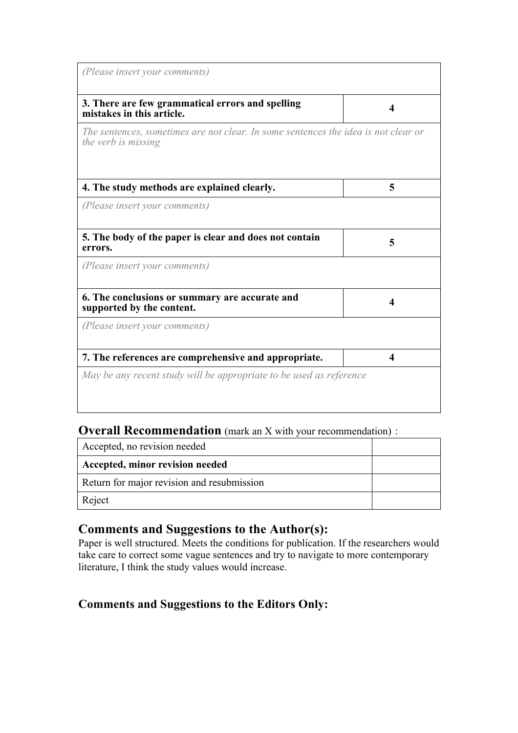| | |
|---|---|
| *(Please insert your comments)* | |
| **3. There are few grammatical errors and spelling mistakes in this article.** | **4** |
| *The sentences, sometimes are not clear. In some sentences the idea is not clear or the verb is missing* | |
| **4. The study methods are explained clearly.** | **5** |
| *(Please insert your comments)* | |
| **5. The body of the paper is clear and does not contain errors.** | **5** |
| *(Please insert your comments)* | |
| **6. The conclusions or summary are accurate and supported by the content.** | **4** |
| *(Please insert your comments)* | |
| **7. The references are comprehensive and appropriate.** | **4** |
| *May be any recent study will be appropriate to be used as reference* | |

## Overall Recommendation (mark an X with your recommendation) :

| | |
|---|---|
| Accepted, no revision needed | |
| **Accepted, minor revision needed** | |
| Return for major revision and resubmission | |
| Reject | |

## Comments and Suggestions to the Author(s):

Paper is well structured. Meets the conditions for publication. If the researchers would take care to correct some vague sentences and try to navigate to more contemporary literature, I think the study values would increase.

## Comments and Suggestions to the Editors Only: